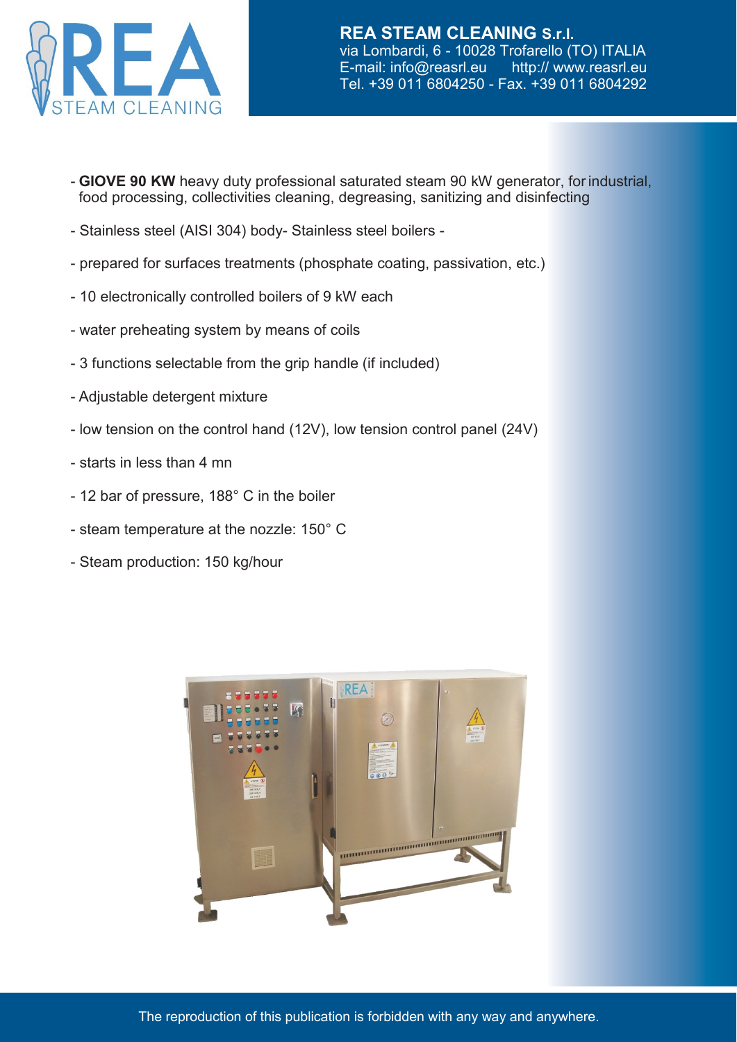**REA STEAM CLEANING S.r.l.**
via Lombardi, 6 - 10028 Trofarello (TO) ITALIA
E-mail: info@reasrl.eu http:// www.reasrl.eu
Tel. +39 011 6804250 - Fax. +39 011 6804292

- **GIOVE 90 KW** heavy duty professional saturated steam 90 kW generator, for industrial, food processing, collectivities cleaning, degreasing, sanitizing and disinfecting
- Stainless steel (AISI 304) body- Stainless steel boilers -
- prepared for surfaces treatments (phosphate coating, passivation, etc.)
- 10 electronically controlled boilers of 9 kW each
- water preheating system by means of coils
- 3 functions selectable from the grip handle (if included)
- Adjustable detergent mixture
- low tension on the control hand (12V), low tension control panel (24V)
- starts in less than 4 mn
- 12 bar of pressure, 188° C in the boiler
- steam temperature at the nozzle: 150° C
- Steam production: 150 kg/hour

The reproduction of this publication is forbidden with any way and anywhere.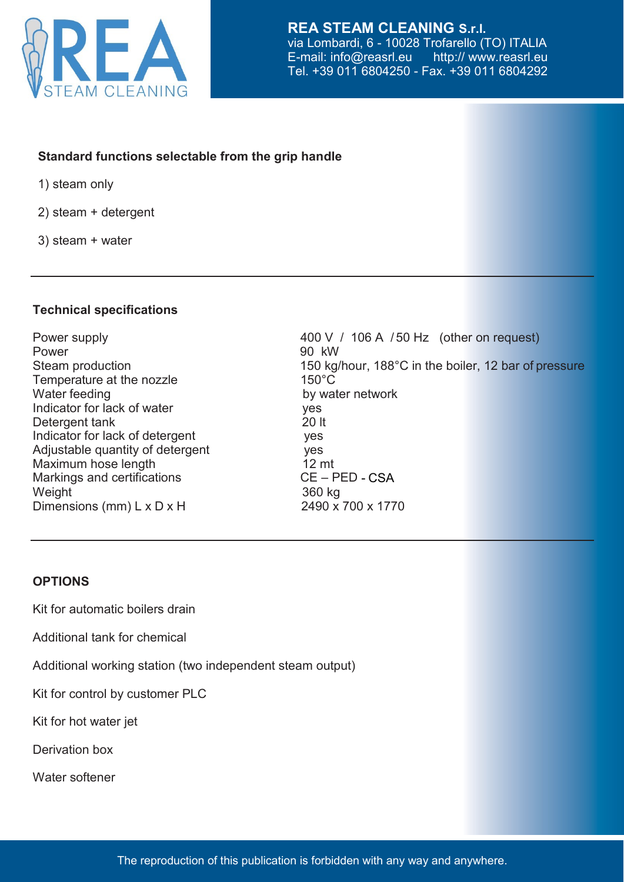REA STEAM CLEANING

**REA STEAM CLEANING S.r.l.**
via Lombardi, 6 - 10028 Trofarello (TO) ITALIA
E-mail: info@reasrl.eu http:// www.reasrl.eu
Tel. +39 011 6804250 - Fax. +39 011 6804292

**Standard functions selectable from the grip handle**

1) steam only

2) steam + detergent

3) steam + water

---

**Technical specifications**

| | |
|---|---|
| Power supply | 400 V / 106 A / 50 Hz (other on request) |
| Power | 90 kW |
| Steam production | 150 kg/hour, 188°C in the boiler, 12 bar of pressure |
| Temperature at the nozzle | 150°C |
| Water feeding | by water network |
| Indicator for lack of water | yes |
| Detergent tank | 20 lt |
| Indicator for lack of detergent | yes |
| Adjustable quantity of detergent | yes |
| Maximum hose length | 12 mt |
| Markings and certifications | CE – PED - CSA |
| Weight | 360 kg |
| Dimensions (mm) L x D x H | 2490 x 700 x 1770 |

---

**OPTIONS**

Kit for automatic boilers drain

Additional tank for chemical

Additional working station (two independent steam output)

Kit for control by customer PLC

Kit for hot water jet

Derivation box

Water softener

The reproduction of this publication is forbidden with any way and anywhere.